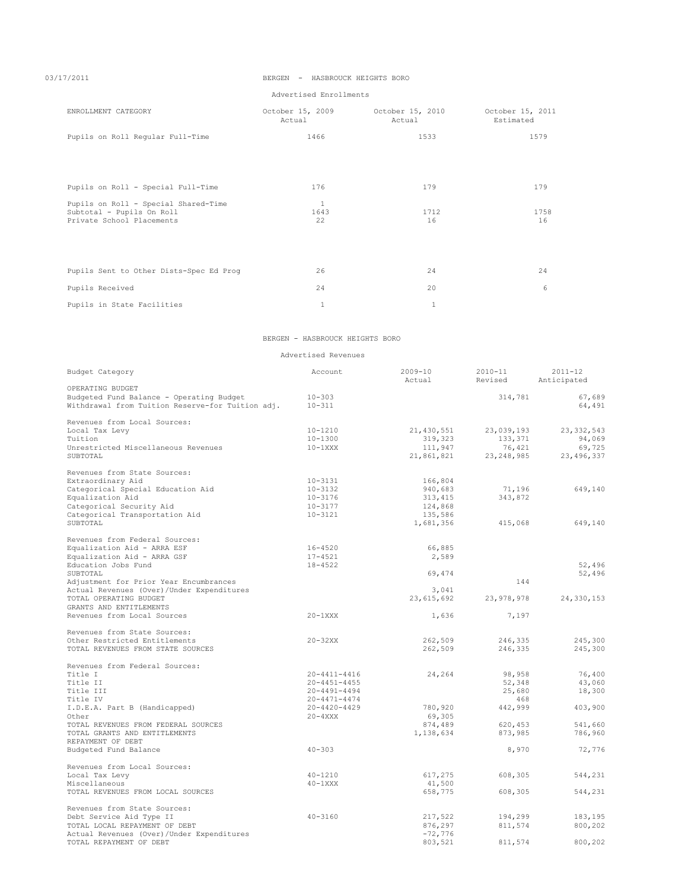03/17/2011

BERGEN - HASBROUCK HEIGHTS BORO

Advertised Enrollments

| ENROLLMENT CATEGORY | October 15, 2009 Actual | October 15, 2010 Actual | October 15, 2011 Estimated |
|---|---|---|---|
| Pupils on Roll Regular Full-Time | 1466 | 1533 | 1579 |
| Pupils on Roll - Special Full-Time | 176 | 179 | 179 |
| Pupils on Roll - Special Shared-Time | 1 | | |
| Subtotal - Pupils On Roll | 1643 | 1712 | 1758 |
| Private School Placements | 22 | 16 | 16 |
| Pupils Sent to Other Dists-Spec Ed Prog | 26 | 24 | 24 |
| Pupils Received | 24 | 20 | 6 |
| Pupils in State Facilities | 1 | 1 | |

BERGEN - HASBROUCK HEIGHTS BORO

Advertised Revenues

| Budget Category | Account | 2009-10 Actual | 2010-11 Revised | 2011-12 Anticipated |
|---|---|---|---|---|
| OPERATING BUDGET | | | | |
| Budgeted Fund Balance - Operating Budget | 10-303 | | 314,781 | 67,689 |
| Withdrawal from Tuition Reserve-for Tuition adj. | 10-311 | | | 64,491 |
| Revenues from Local Sources: | | | | |
| Local Tax Levy | 10-1210 | 21,430,551 | 23,039,193 | 23,332,543 |
| Tuition | 10-1300 | 319,323 | 133,371 | 94,069 |
| Unrestricted Miscellaneous Revenues | 10-1XXX | 111,947 | 76,421 | 69,725 |
| SUBTOTAL | | 21,861,821 | 23,248,985 | 23,496,337 |
| Revenues from State Sources: | | | | |
| Extraordinary Aid | 10-3131 | 166,804 | | |
| Categorical Special Education Aid | 10-3132 | 940,683 | 71,196 | 649,140 |
| Equalization Aid | 10-3176 | 313,415 | 343,872 | |
| Categorical Security Aid | 10-3177 | 124,868 | | |
| Categorical Transportation Aid | 10-3121 | 135,586 | | |
| SUBTOTAL | | 1,681,356 | 415,068 | 649,140 |
| Revenues from Federal Sources: | | | | |
| Equalization Aid - ARRA ESF | 16-4520 | 66,885 | | |
| Equalization Aid - ARRA GSF | 17-4521 | 2,589 | | |
| Education Jobs Fund | 18-4522 | | | 52,496 |
| SUBTOTAL | | 69,474 | | 52,496 |
| Adjustment for Prior Year Encumbrances | | | 144 | |
| Actual Revenues (Over)/Under Expenditures | | 3,041 | | |
| TOTAL OPERATING BUDGET | | 23,615,692 | 23,978,978 | 24,330,153 |
| GRANTS AND ENTITLEMENTS | | | | |
| Revenues from Local Sources | 20-1XXX | 1,636 | 7,197 | |
| Revenues from State Sources: | | | | |
| Other Restricted Entitlements | 20-32XX | 262,509 | 246,335 | 245,300 |
| TOTAL REVENUES FROM STATE SOURCES | | 262,509 | 246,335 | 245,300 |
| Revenues from Federal Sources: | | | | |
| Title I | 20-4411-4416 | 24,264 | 98,958 | 76,400 |
| Title II | 20-4451-4455 | | 52,348 | 43,060 |
| Title III | 20-4491-4494 | | 25,680 | 18,300 |
| Title IV | 20-4471-4474 | | 468 | |
| I.D.E.A. Part B (Handicapped) | 20-4420-4429 | 780,920 | 442,999 | 403,900 |
| Other | 20-4XXX | 69,305 | | |
| TOTAL REVENUES FROM FEDERAL SOURCES | | 874,489 | 620,453 | 541,660 |
| TOTAL GRANTS AND ENTITLEMENTS | | 1,138,634 | 873,985 | 786,960 |
| REPAYMENT OF DEBT | | | | |
| Budgeted Fund Balance | 40-303 | | 8,970 | 72,776 |
| Revenues from Local Sources: | | | | |
| Local Tax Levy | 40-1210 | 617,275 | 608,305 | 544,231 |
| Miscellaneous | 40-1XXX | 41,500 | | |
| TOTAL REVENUES FROM LOCAL SOURCES | | 658,775 | 608,305 | 544,231 |
| Revenues from State Sources: | | | | |
| Debt Service Aid Type II | 40-3160 | 217,522 | 194,299 | 183,195 |
| TOTAL LOCAL REPAYMENT OF DEBT | | 876,297 | 811,574 | 800,202 |
| Actual Revenues (Over)/Under Expenditures | | -72,776 | | |
| TOTAL REPAYMENT OF DEBT | | 803,521 | 811,574 | 800,202 |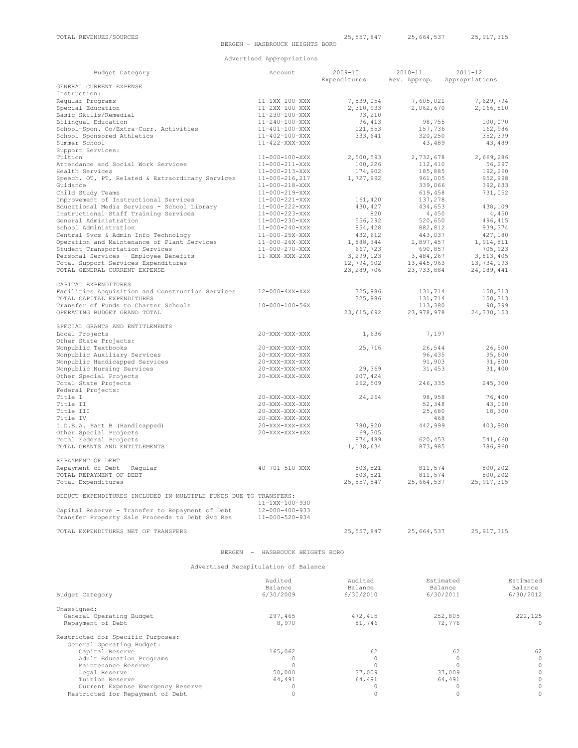| TOTAL REVENUES/SOURCES | 25,557,847 | 25,664,537 | 25,917,315 |
|---|---|---|---|

## BERGEN - HASBROUCK HEIGHTS BORO

### Advertised Appropriations

| Budget Category | Account | 2009-10 Expenditures | 2010-11 Rev. Approp. | 2011-12 Appropriations |
|---|---|---|---|---|
| GENERAL CURRENT EXPENSE | | | | |
| Instruction: | | | | |
| Regular Programs | 11-1XX-100-XXX | 7,539,054 | 7,605,021 | 7,629,794 |
| Special Education | 11-2XX-100-XXX | 2,310,933 | 2,062,670 | 2,066,510 |
| Basic Skills/Remedial | 11-230-100-XXX | 93,210 | | |
| Bilingual Education | 11-240-100-XXX | 96,413 | 98,755 | 100,070 |
| School-Spon. Co/Extra-Curr. Activities | 11-401-100-XXX | 121,553 | 157,736 | 162,986 |
| School Sponsored Athletics | 11-402-100-XXX | 333,641 | 320,250 | 352,399 |
| Summer School | 11-422-XXX-XXX | | 43,489 | 43,489 |
| Support Services: | | | | |
| Tuition | 11-000-100-XXX | 2,500,593 | 2,732,678 | 2,669,286 |
| Attendance and Social Work Services | 11-000-211-XXX | 100,226 | 112,410 | 56,297 |
| Health Services | 11-000-213-XXX | 174,902 | 185,885 | 192,260 |
| Speech, OT, PT, Related & Extraordinary Services | 11-000-216,217 | 1,727,992 | 961,005 | 952,998 |
| Guidance | 11-000-218-XXX | | 339,066 | 392,633 |
| Child Study Teams | 11-000-219-XXX | | 619,458 | 731,052 |
| Improvement of Instructional Services | 11-000-221-XXX | 161,420 | 137,278 | |
| Educational Media Services - School Library | 11-000-222-XXX | 430,427 | 434,653 | 438,109 |
| Instructional Staff Training Services | 11-000-223-XXX | 820 | 4,450 | 4,450 |
| General Administration | 11-000-230-XXX | 556,292 | 520,650 | 496,415 |
| School Administration | 11-000-240-XXX | 854,428 | 882,812 | 939,374 |
| Central Svcs & Admin Info Technology | 11-000-25X-XXX | 432,612 | 443,037 | 427,180 |
| Operation and Maintenance of Plant Services | 11-000-26X-XXX | 1,888,344 | 1,897,457 | 1,914,811 |
| Student Transportation Services | 11-000-270-XXX | 667,723 | 690,857 | 705,923 |
| Personal Services - Employee Benefits | 11-XXX-XXX-2XX | 3,299,123 | 3,484,267 | 3,813,405 |
| Total Support Services Expenditures | | 12,794,902 | 13,445,963 | 13,734,193 |
| TOTAL GENERAL CURRENT EXPENSE | | 23,289,706 | 23,733,884 | 24,089,441 |
| CAPITAL EXPENDITURES | | | | |
| Facilities Acquisition and Construction Services | 12-000-4XX-XXX | 325,986 | 131,714 | 150,313 |
| TOTAL CAPITAL EXPENDITURES | | 325,986 | 131,714 | 150,313 |
| Transfer of Funds to Charter Schools | 10-000-100-56X | | 113,380 | 90,399 |
| OPERATING BUDGET GRAND TOTAL | | 23,615,692 | 23,978,978 | 24,330,153 |
| SPECIAL GRANTS AND ENTITLEMENTS | | | | |
| Local Projects | 20-XXX-XXX-XXX | 1,636 | 7,197 | |
| Other State Projects: | | | | |
| Nonpublic Textbooks | 20-XXX-XXX-XXX | 25,716 | 26,544 | 26,500 |
| Nonpublic Auxiliary Services | 20-XXX-XXX-XXX | | 96,435 | 95,600 |
| Nonpublic Handicapped Services | 20-XXX-XXX-XXX | | 91,903 | 91,800 |
| Nonpublic Nursing Services | 20-XXX-XXX-XXX | 29,369 | 31,453 | 31,400 |
| Other Special Projects | 20-XXX-XXX-XXX | 207,424 | | |
| Total State Projects | | 262,509 | 246,335 | 245,300 |
| Federal Projects: | | | | |
| Title I | 20-XXX-XXX-XXX | 24,264 | 98,958 | 76,400 |
| Title II | 20-XXX-XXX-XXX | | 52,348 | 43,060 |
| Title III | 20-XXX-XXX-XXX | | 25,680 | 18,300 |
| Title IV | 20-XXX-XXX-XXX | | 468 | |
| I.D.E.A. Part B (Handicapped) | 20-XXX-XXX-XXX | 780,920 | 442,999 | 403,900 |
| Other Special Projects | 20-XXX-XXX-XXX | 69,305 | | |
| Total Federal Projects | | 874,489 | 620,453 | 541,660 |
| TOTAL GRANTS AND ENTITLEMENTS | | 1,138,634 | 873,985 | 786,960 |
| REPAYMENT OF DEBT | | | | |
| Repayment of Debt - Regular | 40-701-510-XXX | 803,521 | 811,574 | 800,202 |
| TOTAL REPAYMENT OF DEBT | | 803,521 | 811,574 | 800,202 |
| Total Expenditures | | 25,557,847 | 25,664,537 | 25,917,315 |
| DEDUCT EXPENDITURES INCLUDED IN MULTIPLE FUNDS DUE TO TRANSFERS: | 11-1XX-100-930 | | | |
| Capital Reserve - Transfer to Repayment of Debt | 12-000-400-933 | | | |
| Transfer Property Sale Proceeds to Debt Svc Res | 11-000-520-934 | | | |
| TOTAL EXPENDITURES NET OF TRANSFERS | | 25,557,847 | 25,664,537 | 25,917,315 |

## BERGEN - HASBROUCK HEIGHTS BORO

### Advertised Recapitulation of Balance

| Budget Category | Audited Balance 6/30/2009 | Audited Balance 6/30/2010 | Estimated Balance 6/30/2011 | Estimated Balance 6/30/2012 |
|---|---|---|---|---|
| Unassigned: | | | | |
| General Operating Budget | 297,465 | 472,415 | 252,805 | 222,125 |
| Repayment of Debt | 8,970 | 81,746 | 72,776 | 0 |
| Restricted for Specific Purposes: | | | | |
| General Operating Budget: | | | | |
| Capital Reserve | 165,062 | 62 | 62 | 62 |
| Adult Education Programs | 0 | 0 | 0 | 0 |
| Maintenance Reserve | 0 | 0 | 0 | 0 |
| Legal Reserve | 50,000 | 37,009 | 37,009 | 0 |
| Tuition Reserve | 64,491 | 64,491 | 64,491 | 0 |
| Current Expense Emergency Reserve | 0 | 0 | 0 | 0 |
| Restricted for Repayment of Debt | 0 | 0 | 0 | 0 |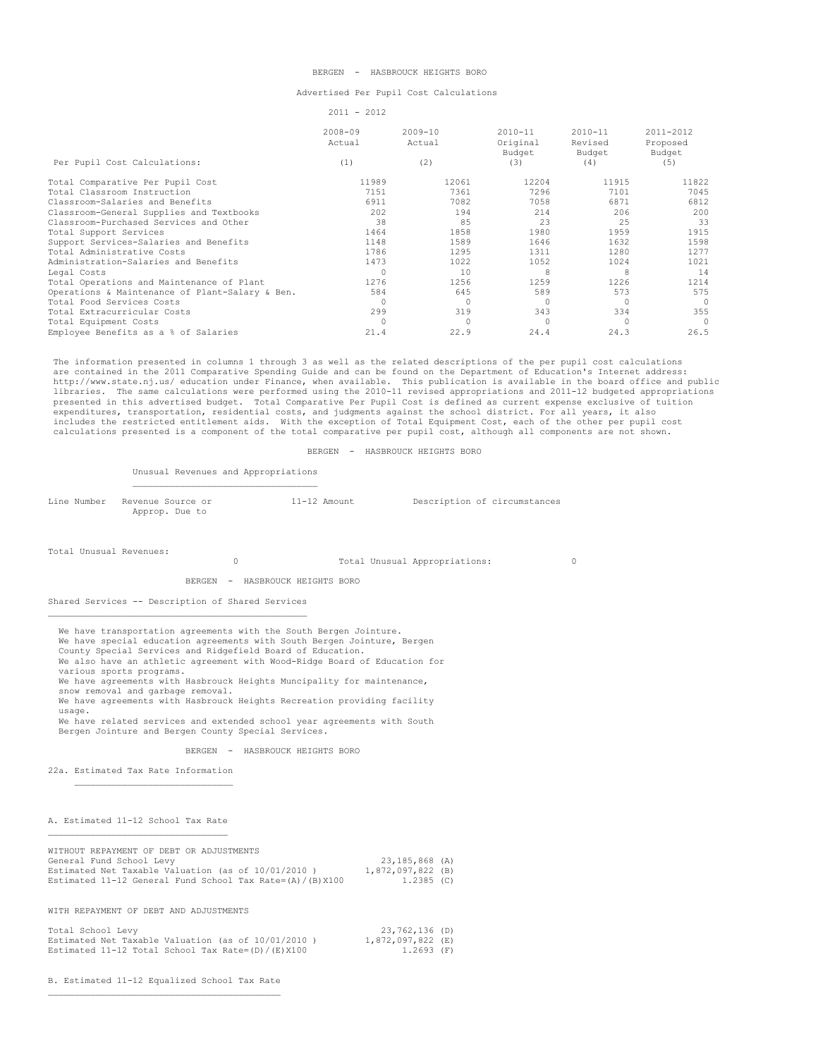BERGEN - HASBROUCK HEIGHTS BORO

Advertised Per Pupil Cost Calculations

2011 - 2012

| Per Pupil Cost Calculations: | 2008-09 Actual (1) | 2009-10 Actual (2) | 2010-11 Original Budget (3) | 2010-11 Revised Budget (4) | 2011-2012 Proposed Budget (5) |
|---|---|---|---|---|---|
| Total Comparative Per Pupil Cost | 11989 | 12061 | 12204 | 11915 | 11822 |
| Total Classroom Instruction | 7151 | 7361 | 7296 | 7101 | 7045 |
| Classroom-Salaries and Benefits | 6911 | 7082 | 7058 | 6871 | 6812 |
| Classroom-General Supplies and Textbooks | 202 | 194 | 214 | 206 | 200 |
| Classroom-Purchased Services and Other | 38 | 85 | 23 | 25 | 33 |
| Total Support Services | 1464 | 1858 | 1980 | 1959 | 1915 |
| Support Services-Salaries and Benefits | 1148 | 1589 | 1646 | 1632 | 1598 |
| Total Administrative Costs | 1786 | 1295 | 1311 | 1280 | 1277 |
| Administration-Salaries and Benefits | 1473 | 1022 | 1052 | 1024 | 1021 |
| Legal Costs | 0 | 10 | 8 | 8 | 14 |
| Total Operations and Maintenance of Plant | 1276 | 1256 | 1259 | 1226 | 1214 |
| Operations & Maintenance of Plant-Salary & Ben. | 584 | 645 | 589 | 573 | 575 |
| Total Food Services Costs | 0 | 0 | 0 | 0 | 0 |
| Total Extracurricular Costs | 299 | 319 | 343 | 334 | 355 |
| Total Equipment Costs | 0 | 0 | 0 | 0 | 0 |
| Employee Benefits as a % of Salaries | 21.4 | 22.9 | 24.4 | 24.3 | 26.5 |

The information presented in columns 1 through 3 as well as the related descriptions of the per pupil cost calculations are contained in the 2011 Comparative Spending Guide and can be found on the Department of Education's Internet address: http://www.state.nj.us/ education under Finance, when available. This publication is available in the board office and public libraries. The same calculations were performed using the 2010-11 revised appropriations and 2011-12 budgeted appropriations presented in this advertised budget. Total Comparative Per Pupil Cost is defined as current expense exclusive of tuition expenditures, transportation, residential costs, and judgments against the school district. For all years, it also includes the restricted entitlement aids. With the exception of Total Equipment Cost, each of the other per pupil cost calculations presented is a component of the total comparative per pupil cost, although all components are not shown.

BERGEN - HASBROUCK HEIGHTS BORO

Unusual Revenues and Appropriations

| Line Number | Revenue Source or Approp. Due to | 11-12 Amount | Description of circumstances |
|---|---|---|---|

Total Unusual Revenues: 0 &nbsp;&nbsp;&nbsp; Total Unusual Appropriations: 0

BERGEN - HASBROUCK HEIGHTS BORO

Shared Services -- Description of Shared Services

We have transportation agreements with the South Bergen Jointure.
We have special education agreements with South Bergen Jointure, Bergen County Special Services and Ridgefield Board of Education.
We also have an athletic agreement with Wood-Ridge Board of Education for various sports programs.
We have agreements with Hasbrouck Heights Muncipality for maintenance, snow removal and garbage removal.
We have agreements with Hasbrouck Heights Recreation providing facility usage.
We have related services and extended school year agreements with South Bergen Jointure and Bergen County Special Services.

BERGEN - HASBROUCK HEIGHTS BORO

22a. Estimated Tax Rate Information

A. Estimated 11-12 School Tax Rate

WITHOUT REPAYMENT OF DEBT OR ADJUSTMENTS

| | | |
|---|---|---|
| General Fund School Levy | 23,185,868 | (A) |
| Estimated Net Taxable Valuation (as of 10/01/2010 ) | 1,872,097,822 | (B) |
| Estimated 11-12 General Fund School Tax Rate=(A)/(B)X100 | 1.2385 | (C) |

WITH REPAYMENT OF DEBT AND ADJUSTMENTS

| | | |
|---|---|---|
| Total School Levy | 23,762,136 | (D) |
| Estimated Net Taxable Valuation (as of 10/01/2010 ) | 1,872,097,822 | (E) |
| Estimated 11-12 Total School Tax Rate=(D)/(E)X100 | 1.2693 | (F) |

B. Estimated 11-12 Equalized School Tax Rate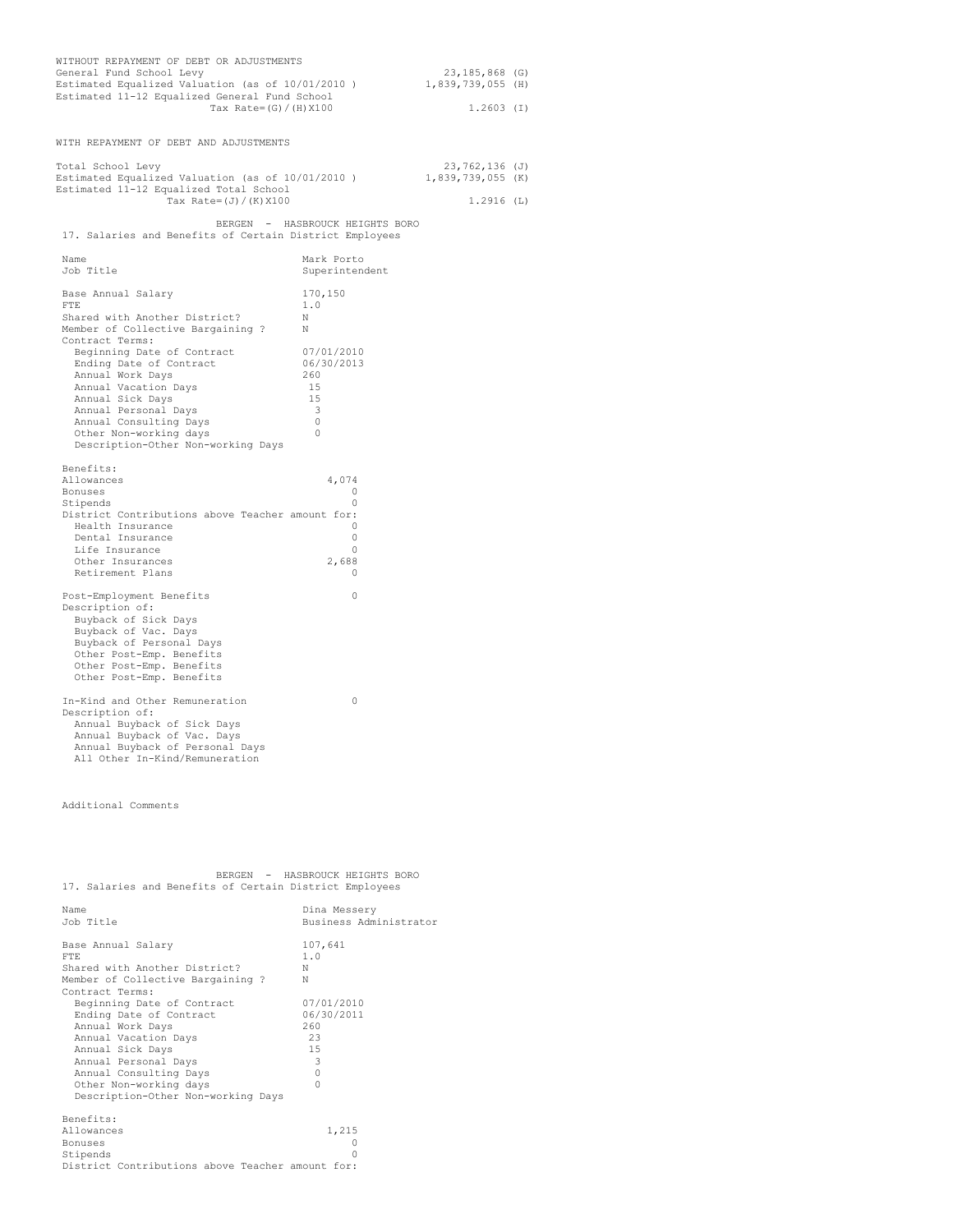WITHOUT REPAYMENT OF DEBT OR ADJUSTMENTS

| | | |
|---|---|---|
| General Fund School Levy | 23,185,868 | (G) |
| Estimated Equalized Valuation (as of 10/01/2010 ) | 1,839,739,055 | (H) |
| Estimated 11-12 Equalized General Fund School Tax Rate=(G)/(H)X100 | 1.2603 | (I) |

WITH REPAYMENT OF DEBT AND ADJUSTMENTS

| | | |
|---|---|---|
| Total School Levy | 23,762,136 | (J) |
| Estimated Equalized Valuation (as of 10/01/2010 ) | 1,839,739,055 | (K) |
| Estimated 11-12 Equalized Total School Tax Rate=(J)/(K)X100 | 1.2916 | (L) |

## BERGEN - HASBROUCK HEIGHTS BORO

### 17. Salaries and Benefits of Certain District Employees

| | |
|---|---|
| Name | Mark Porto |
| Job Title | Superintendent |
| Base Annual Salary | 170,150 |
| FTE | 1.0 |
| Shared with Another District? | N |
| Member of Collective Bargaining ? | N |
| Contract Terms: | |
| Beginning Date of Contract | 07/01/2010 |
| Ending Date of Contract | 06/30/2013 |
| Annual Work Days | 260 |
| Annual Vacation Days | 15 |
| Annual Sick Days | 15 |
| Annual Personal Days | 3 |
| Annual Consulting Days | 0 |
| Other Non-working days | 0 |
| Description-Other Non-working Days | |
| Benefits: | |
| Allowances | 4,074 |
| Bonuses | 0 |
| Stipends | 0 |
| District Contributions above Teacher amount for: | |
| Health Insurance | 0 |
| Dental Insurance | 0 |
| Life Insurance | 0 |
| Other Insurances | 2,688 |
| Retirement Plans | 0 |
| Post-Employment Benefits | 0 |
| Description of: | |
| Buyback of Sick Days | |
| Buyback of Vac. Days | |
| Buyback of Personal Days | |
| Other Post-Emp. Benefits | |
| Other Post-Emp. Benefits | |
| Other Post-Emp. Benefits | |
| In-Kind and Other Remuneration | 0 |
| Description of: | |
| Annual Buyback of Sick Days | |
| Annual Buyback of Vac. Days | |
| Annual Buyback of Personal Days | |
| All Other In-Kind/Remuneration | |

Additional Comments

## BERGEN - HASBROUCK HEIGHTS BORO

### 17. Salaries and Benefits of Certain District Employees

| | |
|---|---|
| Name | Dina Messery |
| Job Title | Business Administrator |
| Base Annual Salary | 107,641 |
| FTE | 1.0 |
| Shared with Another District? | N |
| Member of Collective Bargaining ? | N |
| Contract Terms: | |
| Beginning Date of Contract | 07/01/2010 |
| Ending Date of Contract | 06/30/2011 |
| Annual Work Days | 260 |
| Annual Vacation Days | 23 |
| Annual Sick Days | 15 |
| Annual Personal Days | 3 |
| Annual Consulting Days | 0 |
| Other Non-working days | 0 |
| Description-Other Non-working Days | |
| Benefits: | |
| Allowances | 1,215 |
| Bonuses | 0 |
| Stipends | 0 |
| District Contributions above Teacher amount for: | |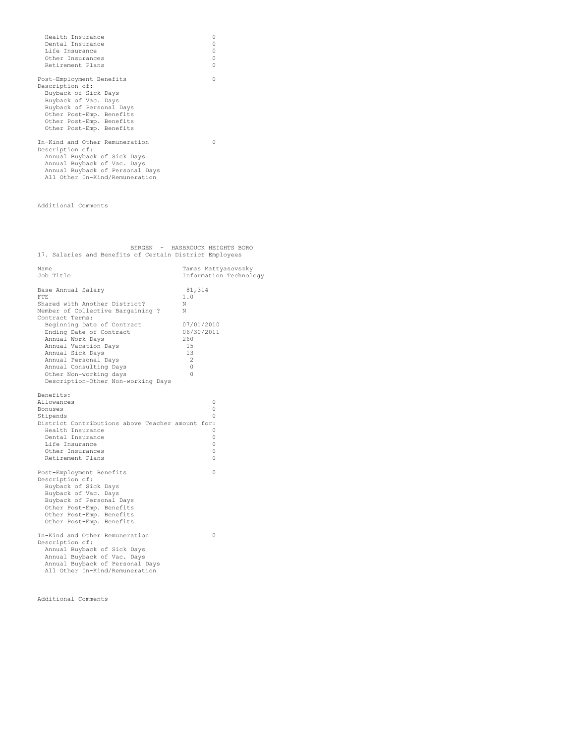| | |
|---|---|
| Health Insurance | 0 |
| Dental Insurance | 0 |
| Life Insurance | 0 |
| Other Insurances | 0 |
| Retirement Plans | 0 |

| | |
|---|---|
| Post-Employment Benefits | 0 |
| Description of: | |
| Buyback of Sick Days | |
| Buyback of Vac. Days | |
| Buyback of Personal Days | |
| Other Post-Emp. Benefits | |
| Other Post-Emp. Benefits | |
| Other Post-Emp. Benefits | |

| | |
|---|---|
| In-Kind and Other Remuneration | 0 |
| Description of: | |
| Annual Buyback of Sick Days | |
| Annual Buyback of Vac. Days | |
| Annual Buyback of Personal Days | |
| All Other In-Kind/Remuneration | |

Additional Comments

BERGEN - HASBROUCK HEIGHTS BORO

17. Salaries and Benefits of Certain District Employees

| | |
|---|---|
| Name | Tamas Mattyasovszky |
| Job Title | Information Technology |

| | |
|---|---|
| Base Annual Salary | 81,314 |
| FTE | 1.0 |
| Shared with Another District? | N |
| Member of Collective Bargaining ? | N |
| Contract Terms: | |
| Beginning Date of Contract | 07/01/2010 |
| Ending Date of Contract | 06/30/2011 |
| Annual Work Days | 260 |
| Annual Vacation Days | 15 |
| Annual Sick Days | 13 |
| Annual Personal Days | 2 |
| Annual Consulting Days | 0 |
| Other Non-working days | 0 |
| Description-Other Non-working Days | |

| | |
|---|---|
| Benefits: | |
| Allowances | 0 |
| Bonuses | 0 |
| Stipends | 0 |
| District Contributions above Teacher amount for: | |
| Health Insurance | 0 |
| Dental Insurance | 0 |
| Life Insurance | 0 |
| Other Insurances | 0 |
| Retirement Plans | 0 |

| | |
|---|---|
| Post-Employment Benefits | 0 |
| Description of: | |
| Buyback of Sick Days | |
| Buyback of Vac. Days | |
| Buyback of Personal Days | |
| Other Post-Emp. Benefits | |
| Other Post-Emp. Benefits | |
| Other Post-Emp. Benefits | |

| | |
|---|---|
| In-Kind and Other Remuneration | 0 |
| Description of: | |
| Annual Buyback of Sick Days | |
| Annual Buyback of Vac. Days | |
| Annual Buyback of Personal Days | |
| All Other In-Kind/Remuneration | |

Additional Comments